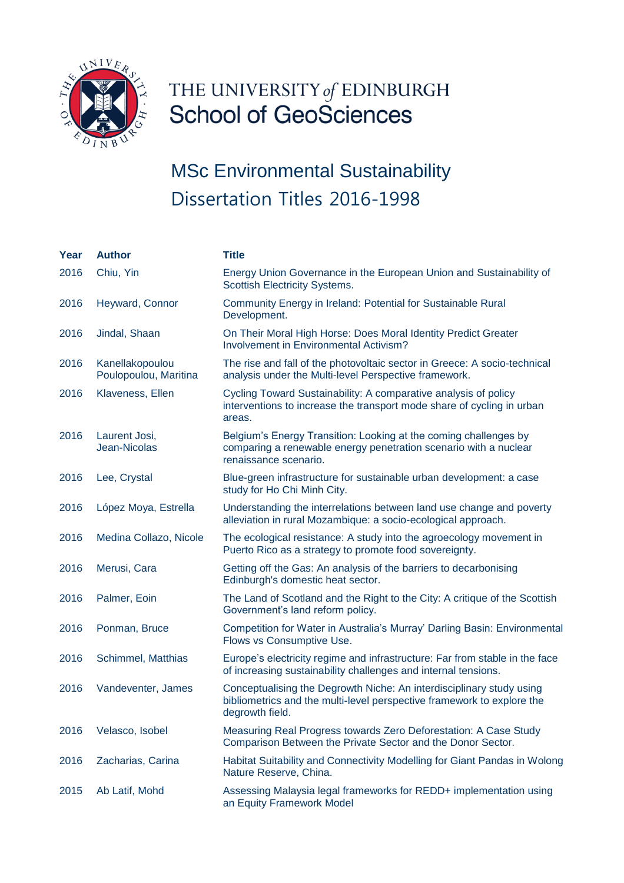# THE UNIVERSITY of EDINBURGH
## School of GeoSciences

## MSc Environmental Sustainability
## Dissertation Titles 2016-1998

| Year | Author | Title |
|---|---|---|
| 2016 | Chiu, Yin | Energy Union Governance in the European Union and Sustainability of Scottish Electricity Systems. |
| 2016 | Heyward, Connor | Community Energy in Ireland: Potential for Sustainable Rural Development. |
| 2016 | Jindal, Shaan | On Their Moral High Horse: Does Moral Identity Predict Greater Involvement in Environmental Activism? |
| 2016 | Kanellakopoulou Poulopoulou, Maritina | The rise and fall of the photovoltaic sector in Greece: A socio-technical analysis under the Multi-level Perspective framework. |
| 2016 | Klaveness, Ellen | Cycling Toward Sustainability: A comparative analysis of policy interventions to increase the transport mode share of cycling in urban areas. |
| 2016 | Laurent Josi, Jean-Nicolas | Belgium's Energy Transition: Looking at the coming challenges by comparing a renewable energy penetration scenario with a nuclear renaissance scenario. |
| 2016 | Lee, Crystal | Blue-green infrastructure for sustainable urban development: a case study for Ho Chi Minh City. |
| 2016 | López Moya, Estrella | Understanding the interrelations between land use change and poverty alleviation in rural Mozambique: a socio-ecological approach. |
| 2016 | Medina Collazo, Nicole | The ecological resistance: A study into the agroecology movement in Puerto Rico as a strategy to promote food sovereignty. |
| 2016 | Merusi, Cara | Getting off the Gas: An analysis of the barriers to decarbonising Edinburgh's domestic heat sector. |
| 2016 | Palmer, Eoin | The Land of Scotland and the Right to the City: A critique of the Scottish Government's land reform policy. |
| 2016 | Ponman, Bruce | Competition for Water in Australia's Murray' Darling Basin: Environmental Flows vs Consumptive Use. |
| 2016 | Schimmel, Matthias | Europe's electricity regime and infrastructure: Far from stable in the face of increasing sustainability challenges and internal tensions. |
| 2016 | Vandeventer, James | Conceptualising the Degrowth Niche: An interdisciplinary study using bibliometrics and the multi-level perspective framework to explore the degrowth field. |
| 2016 | Velasco, Isobel | Measuring Real Progress towards Zero Deforestation: A Case Study Comparison Between the Private Sector and the Donor Sector. |
| 2016 | Zacharias, Carina | Habitat Suitability and Connectivity Modelling for Giant Pandas in Wolong Nature Reserve, China. |
| 2015 | Ab Latif, Mohd | Assessing Malaysia legal frameworks for REDD+ implementation using an Equity Framework Model |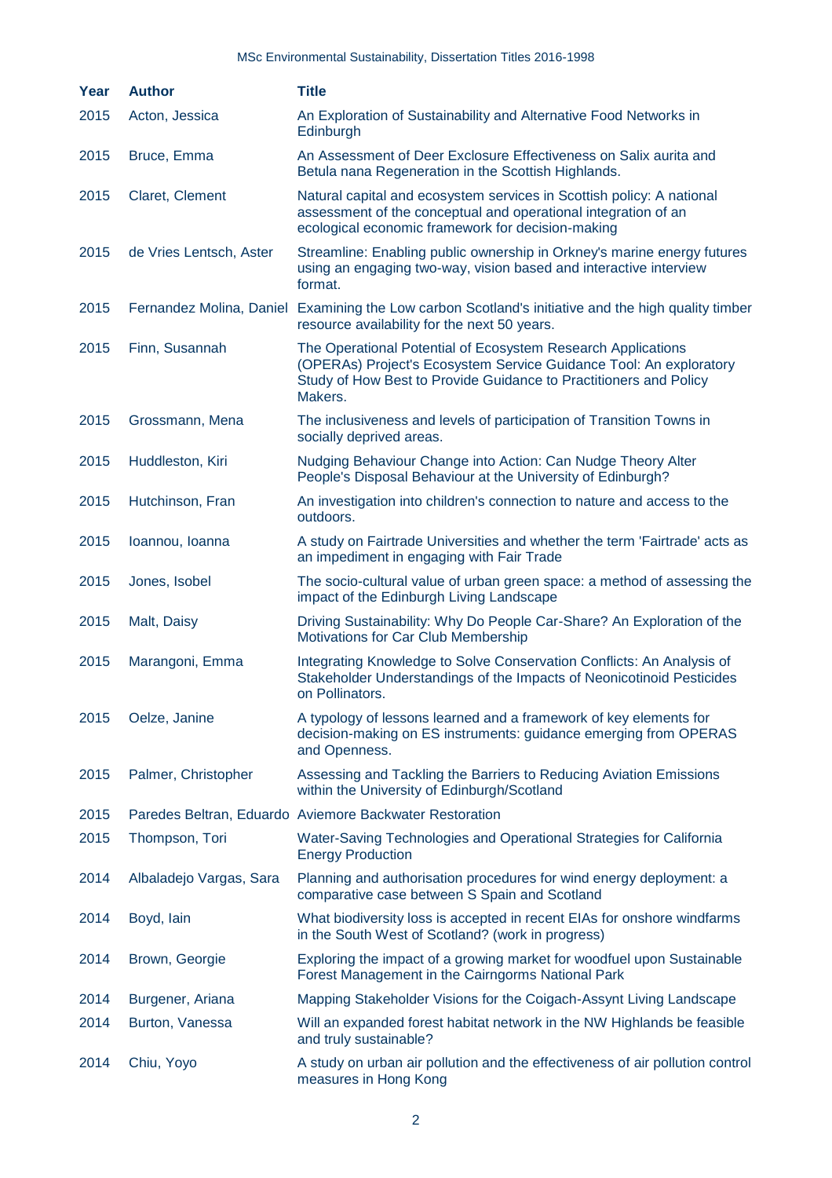| Year | Author | Title |
|---|---|---|
| 2015 | Acton, Jessica | An Exploration of Sustainability and Alternative Food Networks in Edinburgh |
| 2015 | Bruce, Emma | An Assessment of Deer Exclosure Effectiveness on Salix aurita and Betula nana Regeneration in the Scottish Highlands. |
| 2015 | Claret, Clement | Natural capital and ecosystem services in Scottish policy: A national assessment of the conceptual and operational integration of an ecological economic framework for decision-making |
| 2015 | de Vries Lentsch, Aster | Streamline: Enabling public ownership in Orkney's marine energy futures using an engaging two-way, vision based and interactive interview format. |
| 2015 | Fernandez Molina, Daniel | Examining the Low carbon Scotland's initiative and the high quality timber resource availability for the next 50 years. |
| 2015 | Finn, Susannah | The Operational Potential of Ecosystem Research Applications (OPERAs) Project's Ecosystem Service Guidance Tool: An exploratory Study of How Best to Provide Guidance to Practitioners and Policy Makers. |
| 2015 | Grossmann, Mena | The inclusiveness and levels of participation of Transition Towns in socially deprived areas. |
| 2015 | Huddleston, Kiri | Nudging Behaviour Change into Action: Can Nudge Theory Alter People's Disposal Behaviour at the University of Edinburgh? |
| 2015 | Hutchinson, Fran | An investigation into children's connection to nature and access to the outdoors. |
| 2015 | Ioannou, Ioanna | A study on Fairtrade Universities and whether the term 'Fairtrade' acts as an impediment in engaging with Fair Trade |
| 2015 | Jones, Isobel | The socio-cultural value of urban green space: a method of assessing the impact of the Edinburgh Living Landscape |
| 2015 | Malt, Daisy | Driving Sustainability: Why Do People Car-Share? An Exploration of the Motivations for Car Club Membership |
| 2015 | Marangoni, Emma | Integrating Knowledge to Solve Conservation Conflicts: An Analysis of Stakeholder Understandings of the Impacts of Neonicotinoid Pesticides on Pollinators. |
| 2015 | Oelze, Janine | A typology of lessons learned and a framework of key elements for decision-making on ES instruments: guidance emerging from OPERAS and Openness. |
| 2015 | Palmer, Christopher | Assessing and Tackling the Barriers to Reducing Aviation Emissions within the University of Edinburgh/Scotland |
| 2015 | Paredes Beltran, Eduardo | Aviemore Backwater Restoration |
| 2015 | Thompson, Tori | Water-Saving Technologies and Operational Strategies for California Energy Production |
| 2014 | Albaladejo Vargas, Sara | Planning and authorisation procedures for wind energy deployment: a comparative case between S Spain and Scotland |
| 2014 | Boyd, Iain | What biodiversity loss is accepted in recent EIAs for onshore windfarms in the South West of Scotland? (work in progress) |
| 2014 | Brown, Georgie | Exploring the impact of a growing market for woodfuel upon Sustainable Forest Management in the Cairngorms National Park |
| 2014 | Burgener, Ariana | Mapping Stakeholder Visions for the Coigach-Assynt Living Landscape |
| 2014 | Burton, Vanessa | Will an expanded forest habitat network in the NW Highlands be feasible and truly sustainable? |
| 2014 | Chiu, Yoyo | A study on urban air pollution and the effectiveness of air pollution control measures in Hong Kong |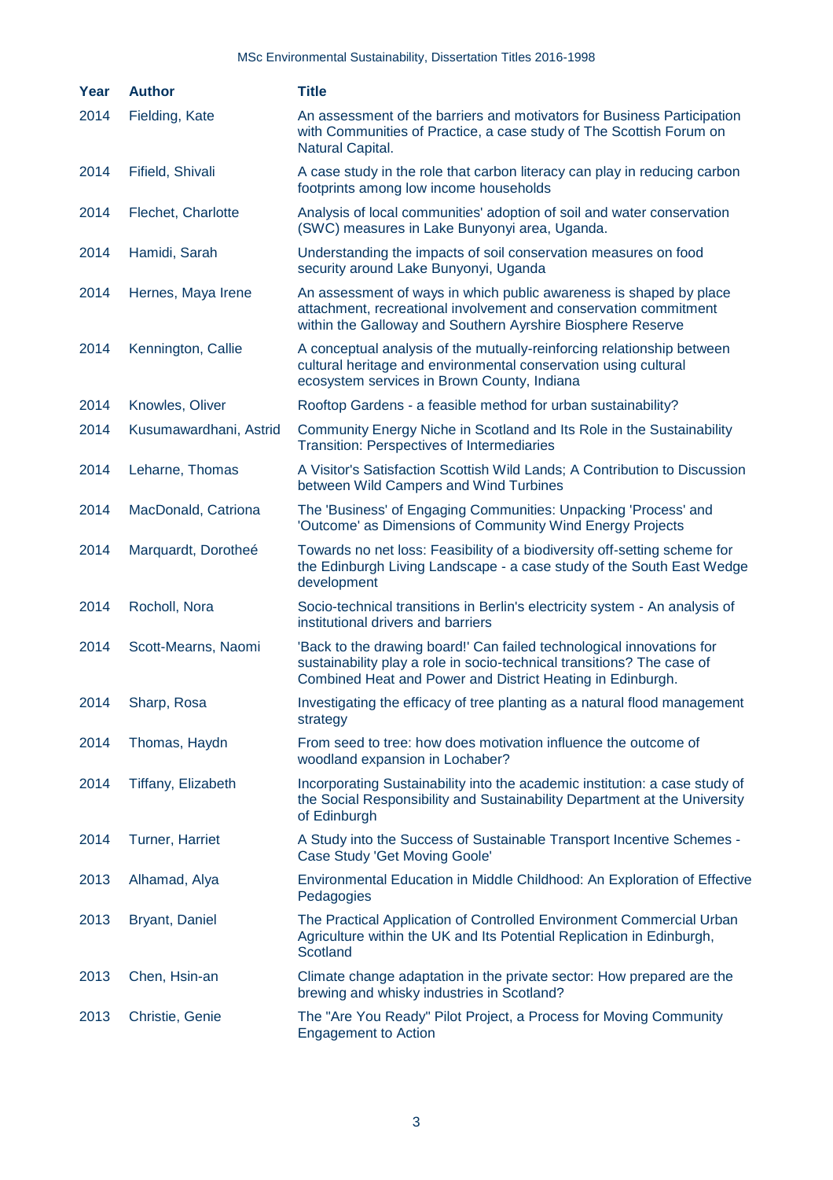| Year | Author | Title |
|---|---|---|
| 2014 | Fielding, Kate | An assessment of the barriers and motivators for Business Participation with Communities of Practice, a case study of The Scottish Forum on Natural Capital. |
| 2014 | Fifield, Shivali | A case study in the role that carbon literacy can play in reducing carbon footprints among low income households |
| 2014 | Flechet, Charlotte | Analysis of local communities' adoption of soil and water conservation (SWC) measures in Lake Bunyonyi area, Uganda. |
| 2014 | Hamidi, Sarah | Understanding the impacts of soil conservation measures on food security around Lake Bunyonyi, Uganda |
| 2014 | Hernes, Maya Irene | An assessment of ways in which public awareness is shaped by place attachment, recreational involvement and conservation commitment within the Galloway and Southern Ayrshire Biosphere Reserve |
| 2014 | Kennington, Callie | A conceptual analysis of the mutually-reinforcing relationship between cultural heritage and environmental conservation using cultural ecosystem services in Brown County, Indiana |
| 2014 | Knowles, Oliver | Rooftop Gardens - a feasible method for urban sustainability? |
| 2014 | Kusumawardhani, Astrid | Community Energy Niche in Scotland and Its Role in the Sustainability Transition: Perspectives of Intermediaries |
| 2014 | Leharne, Thomas | A Visitor's Satisfaction Scottish Wild Lands; A Contribution to Discussion between Wild Campers and Wind Turbines |
| 2014 | MacDonald, Catriona | The 'Business' of Engaging Communities: Unpacking 'Process' and 'Outcome' as Dimensions of Community Wind Energy Projects |
| 2014 | Marquardt, Dorotheé | Towards no net loss: Feasibility of a biodiversity off-setting scheme for the Edinburgh Living Landscape - a case study of the South East Wedge development |
| 2014 | Rocholl, Nora | Socio-technical transitions in Berlin's electricity system - An analysis of institutional drivers and barriers |
| 2014 | Scott-Mearns, Naomi | 'Back to the drawing board!' Can failed technological innovations for sustainability play a role in socio-technical transitions? The case of Combined Heat and Power and District Heating in Edinburgh. |
| 2014 | Sharp, Rosa | Investigating the efficacy of tree planting as a natural flood management strategy |
| 2014 | Thomas, Haydn | From seed to tree: how does motivation influence the outcome of woodland expansion in Lochaber? |
| 2014 | Tiffany, Elizabeth | Incorporating Sustainability into the academic institution: a case study of the Social Responsibility and Sustainability Department at the University of Edinburgh |
| 2014 | Turner, Harriet | A Study into the Success of Sustainable Transport Incentive Schemes - Case Study 'Get Moving Goole' |
| 2013 | Alhamad, Alya | Environmental Education in Middle Childhood: An Exploration of Effective Pedagogies |
| 2013 | Bryant, Daniel | The Practical Application of Controlled Environment Commercial Urban Agriculture within the UK and Its Potential Replication in Edinburgh, Scotland |
| 2013 | Chen, Hsin-an | Climate change adaptation in the private sector: How prepared are the brewing and whisky industries in Scotland? |
| 2013 | Christie, Genie | The "Are You Ready" Pilot Project, a Process for Moving Community Engagement to Action |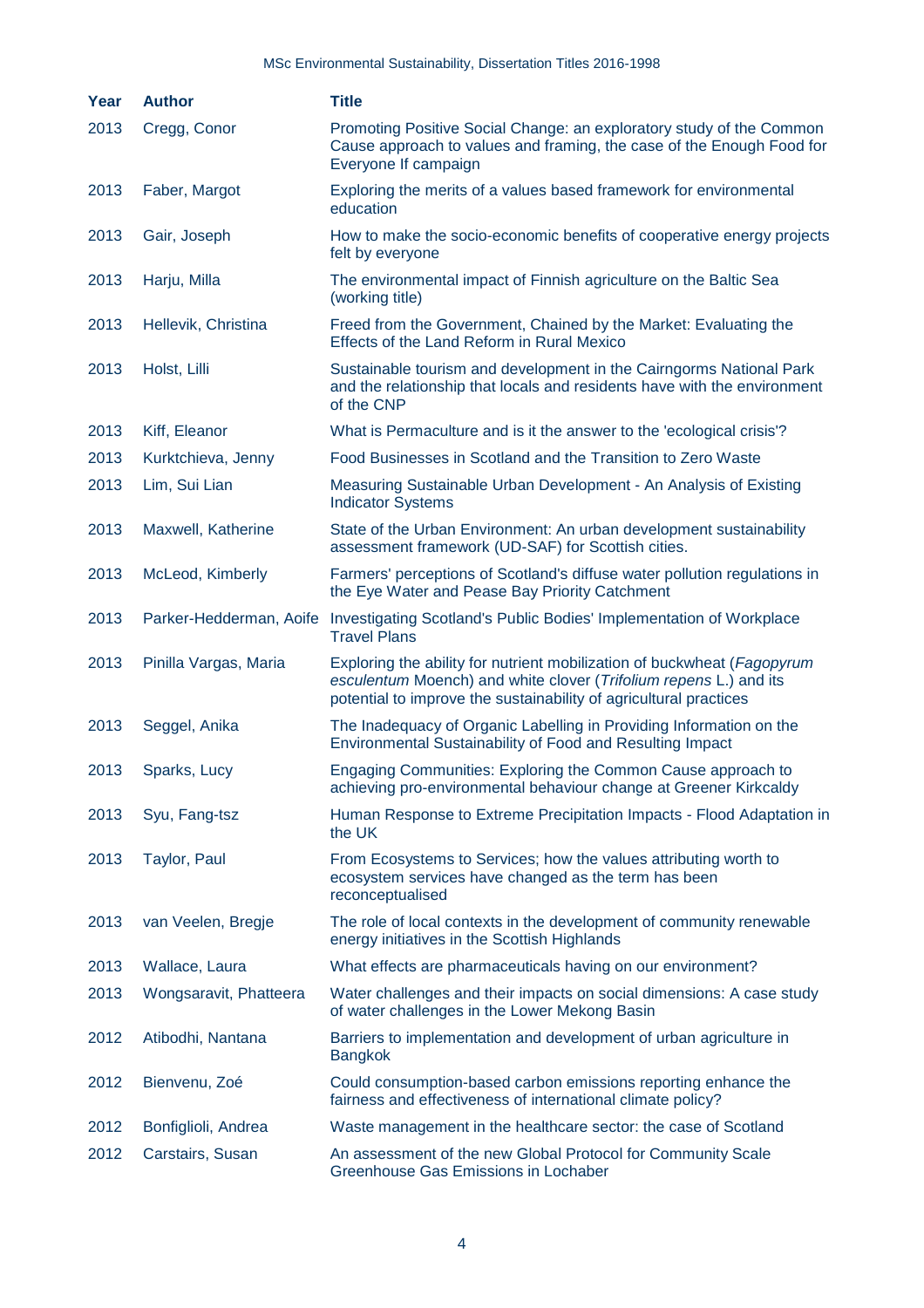| Year | Author | Title |
|---|---|---|
| 2013 | Cregg, Conor | Promoting Positive Social Change: an exploratory study of the Common Cause approach to values and framing, the case of the Enough Food for Everyone If campaign |
| 2013 | Faber, Margot | Exploring the merits of a values based framework for environmental education |
| 2013 | Gair, Joseph | How to make the socio-economic benefits of cooperative energy projects felt by everyone |
| 2013 | Harju, Milla | The environmental impact of Finnish agriculture on the Baltic Sea (working title) |
| 2013 | Hellevik, Christina | Freed from the Government, Chained by the Market: Evaluating the Effects of the Land Reform in Rural Mexico |
| 2013 | Holst, Lilli | Sustainable tourism and development in the Cairngorms National Park and the relationship that locals and residents have with the environment of the CNP |
| 2013 | Kiff, Eleanor | What is Permaculture and is it the answer to the 'ecological crisis'? |
| 2013 | Kurktchieva, Jenny | Food Businesses in Scotland and the Transition to Zero Waste |
| 2013 | Lim, Sui Lian | Measuring Sustainable Urban Development - An Analysis of Existing Indicator Systems |
| 2013 | Maxwell, Katherine | State of the Urban Environment: An urban development sustainability assessment framework (UD-SAF) for Scottish cities. |
| 2013 | McLeod, Kimberly | Farmers' perceptions of Scotland's diffuse water pollution regulations in the Eye Water and Pease Bay Priority Catchment |
| 2013 | Parker-Hedderman, Aoife | Investigating Scotland's Public Bodies' Implementation of Workplace Travel Plans |
| 2013 | Pinilla Vargas, Maria | Exploring the ability for nutrient mobilization of buckwheat (*Fagopyrum esculentum* Moench) and white clover (*Trifolium repens* L.) and its potential to improve the sustainability of agricultural practices |
| 2013 | Seggel, Anika | The Inadequacy of Organic Labelling in Providing Information on the Environmental Sustainability of Food and Resulting Impact |
| 2013 | Sparks, Lucy | Engaging Communities: Exploring the Common Cause approach to achieving pro-environmental behaviour change at Greener Kirkcaldy |
| 2013 | Syu, Fang-tsz | Human Response to Extreme Precipitation Impacts - Flood Adaptation in the UK |
| 2013 | Taylor, Paul | From Ecosystems to Services; how the values attributing worth to ecosystem services have changed as the term has been reconceptualised |
| 2013 | van Veelen, Bregje | The role of local contexts in the development of community renewable energy initiatives in the Scottish Highlands |
| 2013 | Wallace, Laura | What effects are pharmaceuticals having on our environment? |
| 2013 | Wongsaravit, Phatteera | Water challenges and their impacts on social dimensions: A case study of water challenges in the Lower Mekong Basin |
| 2012 | Atibodhi, Nantana | Barriers to implementation and development of urban agriculture in Bangkok |
| 2012 | Bienvenu, Zoé | Could consumption-based carbon emissions reporting enhance the fairness and effectiveness of international climate policy? |
| 2012 | Bonfiglioli, Andrea | Waste management in the healthcare sector: the case of Scotland |
| 2012 | Carstairs, Susan | An assessment of the new Global Protocol for Community Scale Greenhouse Gas Emissions in Lochaber |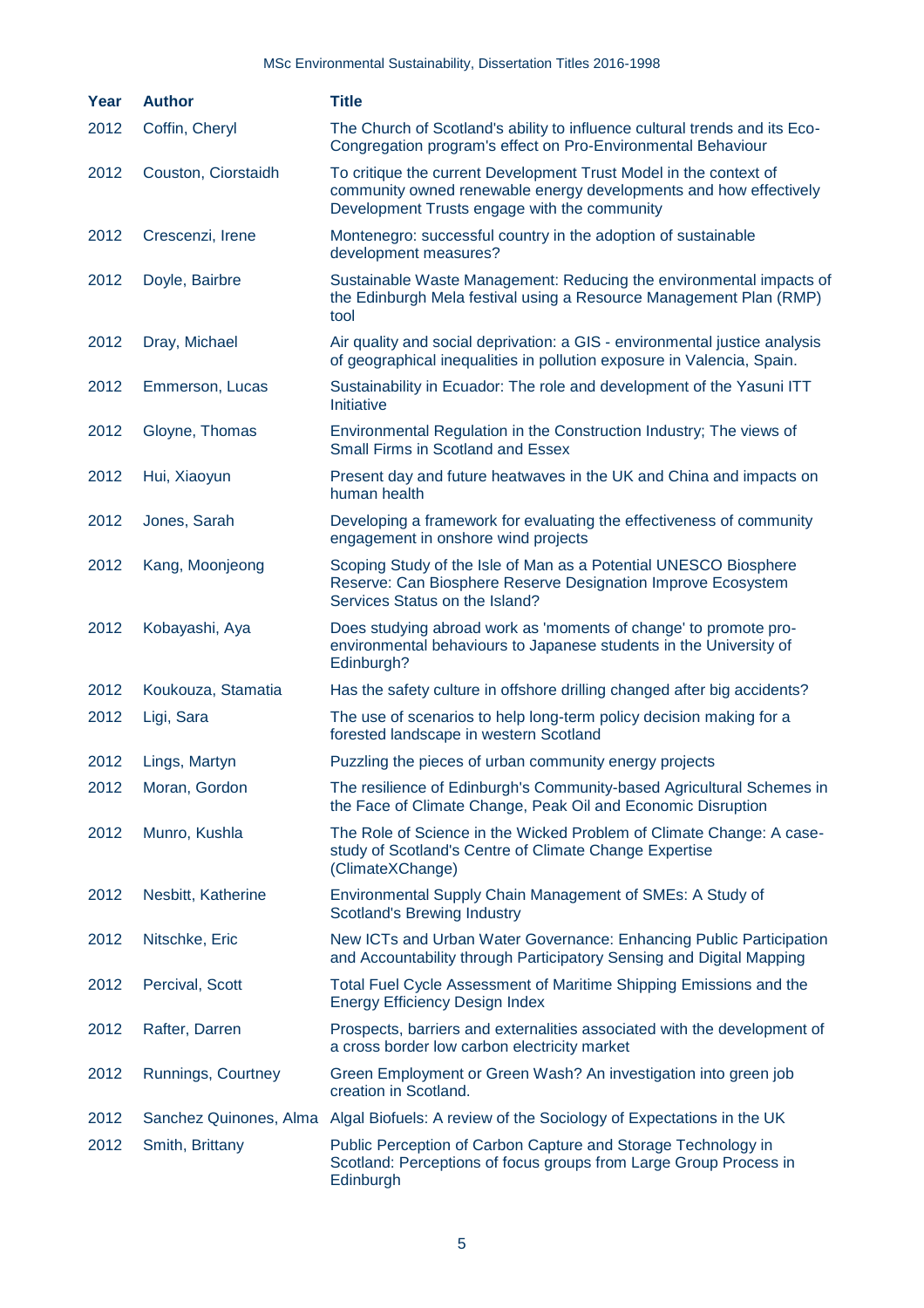| Year | Author | Title |
|---|---|---|
| 2012 | Coffin, Cheryl | The Church of Scotland's ability to influence cultural trends and its Eco-Congregation program's effect on Pro-Environmental Behaviour |
| 2012 | Couston, Ciorstaidh | To critique the current Development Trust Model in the context of community owned renewable energy developments and how effectively Development Trusts engage with the community |
| 2012 | Crescenzi, Irene | Montenegro: successful country in the adoption of sustainable development measures? |
| 2012 | Doyle, Bairbre | Sustainable Waste Management: Reducing the environmental impacts of the Edinburgh Mela festival using a Resource Management Plan (RMP) tool |
| 2012 | Dray, Michael | Air quality and social deprivation: a GIS - environmental justice analysis of geographical inequalities in pollution exposure in Valencia, Spain. |
| 2012 | Emmerson, Lucas | Sustainability in Ecuador: The role and development of the Yasuni ITT Initiative |
| 2012 | Gloyne, Thomas | Environmental Regulation in the Construction Industry; The views of Small Firms in Scotland and Essex |
| 2012 | Hui, Xiaoyun | Present day and future heatwaves in the UK and China and impacts on human health |
| 2012 | Jones, Sarah | Developing a framework for evaluating the effectiveness of community engagement in onshore wind projects |
| 2012 | Kang, Moonjeong | Scoping Study of the Isle of Man as a Potential UNESCO Biosphere Reserve: Can Biosphere Reserve Designation Improve Ecosystem Services Status on the Island? |
| 2012 | Kobayashi, Aya | Does studying abroad work as 'moments of change' to promote pro-environmental behaviours to Japanese students in the University of Edinburgh? |
| 2012 | Koukouza, Stamatia | Has the safety culture in offshore drilling changed after big accidents? |
| 2012 | Ligi, Sara | The use of scenarios to help long-term policy decision making for a forested landscape in western Scotland |
| 2012 | Lings, Martyn | Puzzling the pieces of urban community energy projects |
| 2012 | Moran, Gordon | The resilience of Edinburgh's Community-based Agricultural Schemes in the Face of Climate Change, Peak Oil and Economic Disruption |
| 2012 | Munro, Kushla | The Role of Science in the Wicked Problem of Climate Change: A case-study of Scotland's Centre of Climate Change Expertise (ClimateXChange) |
| 2012 | Nesbitt, Katherine | Environmental Supply Chain Management of SMEs: A Study of Scotland's Brewing Industry |
| 2012 | Nitschke, Eric | New ICTs and Urban Water Governance: Enhancing Public Participation and Accountability through Participatory Sensing and Digital Mapping |
| 2012 | Percival, Scott | Total Fuel Cycle Assessment of Maritime Shipping Emissions and the Energy Efficiency Design Index |
| 2012 | Rafter, Darren | Prospects, barriers and externalities associated with the development of a cross border low carbon electricity market |
| 2012 | Runnings, Courtney | Green Employment or Green Wash? An investigation into green job creation in Scotland. |
| 2012 | Sanchez Quinones, Alma | Algal Biofuels: A review of the Sociology of Expectations in the UK |
| 2012 | Smith, Brittany | Public Perception of Carbon Capture and Storage Technology in Scotland: Perceptions of focus groups from Large Group Process in Edinburgh |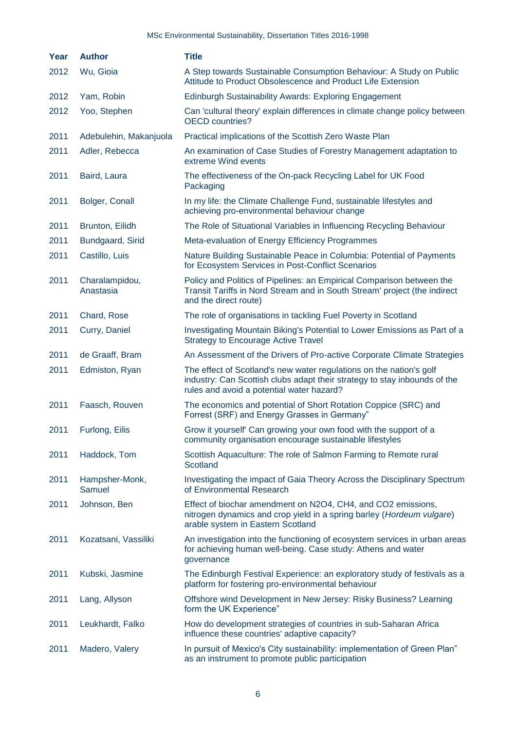| Year | Author | Title |
|---|---|---|
| 2012 | Wu, Gioia | A Step towards Sustainable Consumption Behaviour: A Study on Public Attitude to Product Obsolescence and Product Life Extension |
| 2012 | Yam, Robin | Edinburgh Sustainability Awards: Exploring Engagement |
| 2012 | Yoo, Stephen | Can 'cultural theory' explain differences in climate change policy between OECD countries? |
| 2011 | Adebulehin, Makanjuola | Practical implications of the Scottish Zero Waste Plan |
| 2011 | Adler, Rebecca | An examination of Case Studies of Forestry Management adaptation to extreme Wind events |
| 2011 | Baird, Laura | The effectiveness of the On-pack Recycling Label for UK Food Packaging |
| 2011 | Bolger, Conall | In my life: the Climate Challenge Fund, sustainable lifestyles and achieving pro-environmental behaviour change |
| 2011 | Brunton, Eilidh | The Role of Situational Variables in Influencing Recycling Behaviour |
| 2011 | Bundgaard, Sirid | Meta-evaluation of Energy Efficiency Programmes |
| 2011 | Castillo, Luis | Nature Building Sustainable Peace in Columbia: Potential of Payments for Ecosystem Services in Post-Conflict Scenarios |
| 2011 | Charalampidou, Anastasia | Policy and Politics of Pipelines: an Empirical Comparison between the Transit Tariffs in Nord Stream and in South Stream' project (the indirect and the direct route) |
| 2011 | Chard, Rose | The role of organisations in tackling Fuel Poverty in Scotland |
| 2011 | Curry, Daniel | Investigating Mountain Biking's Potential to Lower Emissions as Part of a Strategy to Encourage Active Travel |
| 2011 | de Graaff, Bram | An Assessment of the Drivers of Pro-active Corporate Climate Strategies |
| 2011 | Edmiston, Ryan | The effect of Scotland's new water regulations on the nation's golf industry: Can Scottish clubs adapt their strategy to stay inbounds of the rules and avoid a potential water hazard? |
| 2011 | Faasch, Rouven | The economics and potential of Short Rotation Coppice (SRC) and Forrest (SRF) and Energy Grasses in Germany" |
| 2011 | Furlong, Eilis | Grow it yourself' Can growing your own food with the support of a community organisation encourage sustainable lifestyles |
| 2011 | Haddock, Tom | Scottish Aquaculture: The role of Salmon Farming to Remote rural Scotland |
| 2011 | Hampsher-Monk, Samuel | Investigating the impact of Gaia Theory Across the Disciplinary Spectrum of Environmental Research |
| 2011 | Johnson, Ben | Effect of biochar amendment on $N_2O_4$, $CH_4$, and $CO_2$ emissions, nitrogen dynamics and crop yield in a spring barley (*Hordeum vulgare*) arable system in Eastern Scotland |
| 2011 | Kozatsani, Vassiliki | An investigation into the functioning of ecosystem services in urban areas for achieving human well-being. Case study: Athens and water governance |
| 2011 | Kubski, Jasmine | The Edinburgh Festival Experience: an exploratory study of festivals as a platform for fostering pro-environmental behaviour |
| 2011 | Lang, Allyson | Offshore wind Development in New Jersey: Risky Business? Learning form the UK Experience" |
| 2011 | Leukhardt, Falko | How do development strategies of countries in sub-Saharan Africa influence these countries' adaptive capacity? |
| 2011 | Madero, Valery | In pursuit of Mexico's City sustainability: implementation of Green Plan" as an instrument to promote public participation |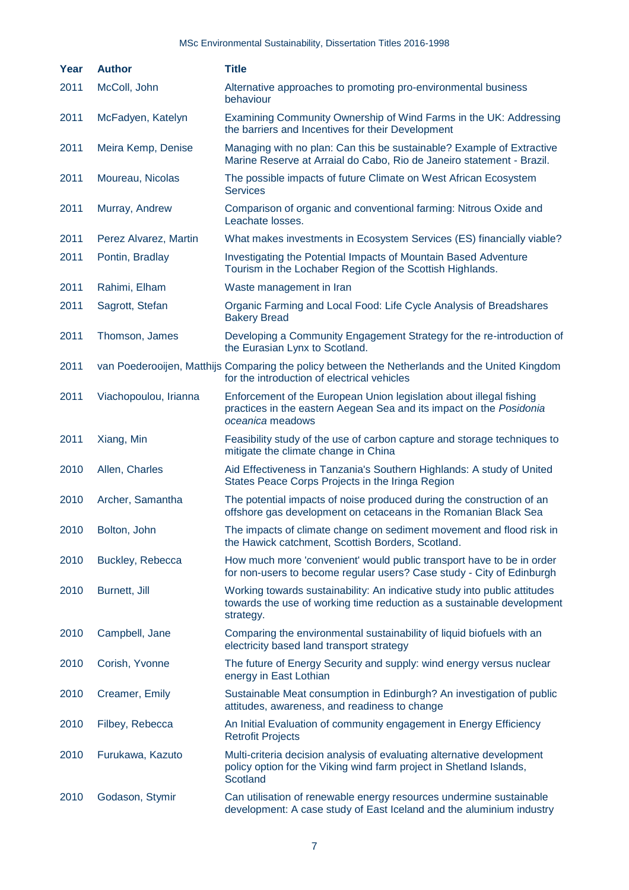| Year | Author | Title |
|---|---|---|
| 2011 | McColl, John | Alternative approaches to promoting pro-environmental business behaviour |
| 2011 | McFadyen, Katelyn | Examining Community Ownership of Wind Farms in the UK: Addressing the barriers and Incentives for their Development |
| 2011 | Meira Kemp, Denise | Managing with no plan: Can this be sustainable? Example of Extractive Marine Reserve at Arraial do Cabo, Rio de Janeiro statement - Brazil. |
| 2011 | Moureau, Nicolas | The possible impacts of future Climate on West African Ecosystem Services |
| 2011 | Murray, Andrew | Comparison of organic and conventional farming: Nitrous Oxide and Leachate losses. |
| 2011 | Perez Alvarez, Martin | What makes investments in Ecosystem Services (ES) financially viable? |
| 2011 | Pontin, Bradlay | Investigating the Potential Impacts of Mountain Based Adventure Tourism in the Lochaber Region of the Scottish Highlands. |
| 2011 | Rahimi, Elham | Waste management in Iran |
| 2011 | Sagrott, Stefan | Organic Farming and Local Food: Life Cycle Analysis of Breadshares Bakery Bread |
| 2011 | Thomson, James | Developing a Community Engagement Strategy for the re-introduction of the Eurasian Lynx to Scotland. |
| 2011 | van Poederooijen, Matthijs | Comparing the policy between the Netherlands and the United Kingdom for the introduction of electrical vehicles |
| 2011 | Viachopoulou, Irianna | Enforcement of the European Union legislation about illegal fishing practices in the eastern Aegean Sea and its impact on the *Posidonia oceanica* meadows |
| 2011 | Xiang, Min | Feasibility study of the use of carbon capture and storage techniques to mitigate the climate change in China |
| 2010 | Allen, Charles | Aid Effectiveness in Tanzania's Southern Highlands: A study of United States Peace Corps Projects in the Iringa Region |
| 2010 | Archer, Samantha | The potential impacts of noise produced during the construction of an offshore gas development on cetaceans in the Romanian Black Sea |
| 2010 | Bolton, John | The impacts of climate change on sediment movement and flood risk in the Hawick catchment, Scottish Borders, Scotland. |
| 2010 | Buckley, Rebecca | How much more 'convenient' would public transport have to be in order for non-users to become regular users? Case study - City of Edinburgh |
| 2010 | Burnett, Jill | Working towards sustainability: An indicative study into public attitudes towards the use of working time reduction as a sustainable development strategy. |
| 2010 | Campbell, Jane | Comparing the environmental sustainability of liquid biofuels with an electricity based land transport strategy |
| 2010 | Corish, Yvonne | The future of Energy Security and supply: wind energy versus nuclear energy in East Lothian |
| 2010 | Creamer, Emily | Sustainable Meat consumption in Edinburgh? An investigation of public attitudes, awareness, and readiness to change |
| 2010 | Filbey, Rebecca | An Initial Evaluation of community engagement in Energy Efficiency Retrofit Projects |
| 2010 | Furukawa, Kazuto | Multi-criteria decision analysis of evaluating alternative development policy option for the Viking wind farm project in Shetland Islands, Scotland |
| 2010 | Godason, Stymir | Can utilisation of renewable energy resources undermine sustainable development: A case study of East Iceland and the aluminium industry |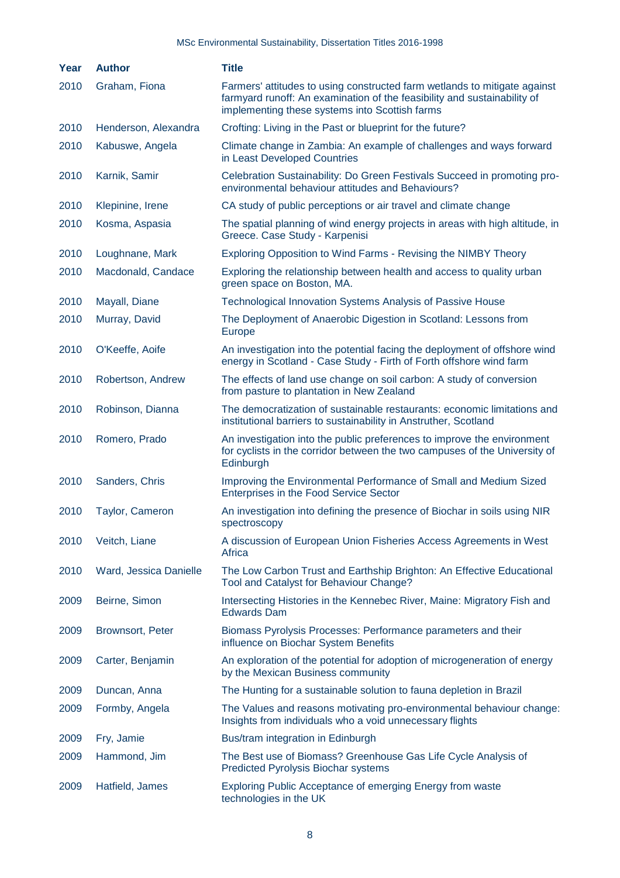| Year | Author | Title |
|---|---|---|
| 2010 | Graham, Fiona | Farmers' attitudes to using constructed farm wetlands to mitigate against farmyard runoff: An examination of the feasibility and sustainability of implementing these systems into Scottish farms |
| 2010 | Henderson, Alexandra | Crofting: Living in the Past or blueprint for the future? |
| 2010 | Kabuswe, Angela | Climate change in Zambia: An example of challenges and ways forward in Least Developed Countries |
| 2010 | Karnik, Samir | Celebration Sustainability: Do Green Festivals Succeed in promoting pro-environmental behaviour attitudes and Behaviours? |
| 2010 | Klepinine, Irene | CA study of public perceptions or air travel and climate change |
| 2010 | Kosma, Aspasia | The spatial planning of wind energy projects in areas with high altitude, in Greece. Case Study - Karpenisi |
| 2010 | Loughnane, Mark | Exploring Opposition to Wind Farms - Revising the NIMBY Theory |
| 2010 | Macdonald, Candace | Exploring the relationship between health and access to quality urban green space on Boston, MA. |
| 2010 | Mayall, Diane | Technological Innovation Systems Analysis of Passive House |
| 2010 | Murray, David | The Deployment of Anaerobic Digestion in Scotland: Lessons from Europe |
| 2010 | O'Keeffe, Aoife | An investigation into the potential facing the deployment of offshore wind energy in Scotland - Case Study - Firth of Forth offshore wind farm |
| 2010 | Robertson, Andrew | The effects of land use change on soil carbon: A study of conversion from pasture to plantation in New Zealand |
| 2010 | Robinson, Dianna | The democratization of sustainable restaurants: economic limitations and institutional barriers to sustainability in Anstruther, Scotland |
| 2010 | Romero, Prado | An investigation into the public preferences to improve the environment for cyclists in the corridor between the two campuses of the University of Edinburgh |
| 2010 | Sanders, Chris | Improving the Environmental Performance of Small and Medium Sized Enterprises in the Food Service Sector |
| 2010 | Taylor, Cameron | An investigation into defining the presence of Biochar in soils using NIR spectroscopy |
| 2010 | Veitch, Liane | A discussion of European Union Fisheries Access Agreements in West Africa |
| 2010 | Ward, Jessica Danielle | The Low Carbon Trust and Earthship Brighton: An Effective Educational Tool and Catalyst for Behaviour Change? |
| 2009 | Beirne, Simon | Intersecting Histories in the Kennebec River, Maine: Migratory Fish and Edwards Dam |
| 2009 | Brownsort, Peter | Biomass Pyrolysis Processes: Performance parameters and their influence on Biochar System Benefits |
| 2009 | Carter, Benjamin | An exploration of the potential for adoption of microgeneration of energy by the Mexican Business community |
| 2009 | Duncan, Anna | The Hunting for a sustainable solution to fauna depletion in Brazil |
| 2009 | Formby, Angela | The Values and reasons motivating pro-environmental behaviour change: Insights from individuals who a void unnecessary flights |
| 2009 | Fry, Jamie | Bus/tram integration in Edinburgh |
| 2009 | Hammond, Jim | The Best use of Biomass? Greenhouse Gas Life Cycle Analysis of Predicted Pyrolysis Biochar systems |
| 2009 | Hatfield, James | Exploring Public Acceptance of emerging Energy from waste technologies in the UK |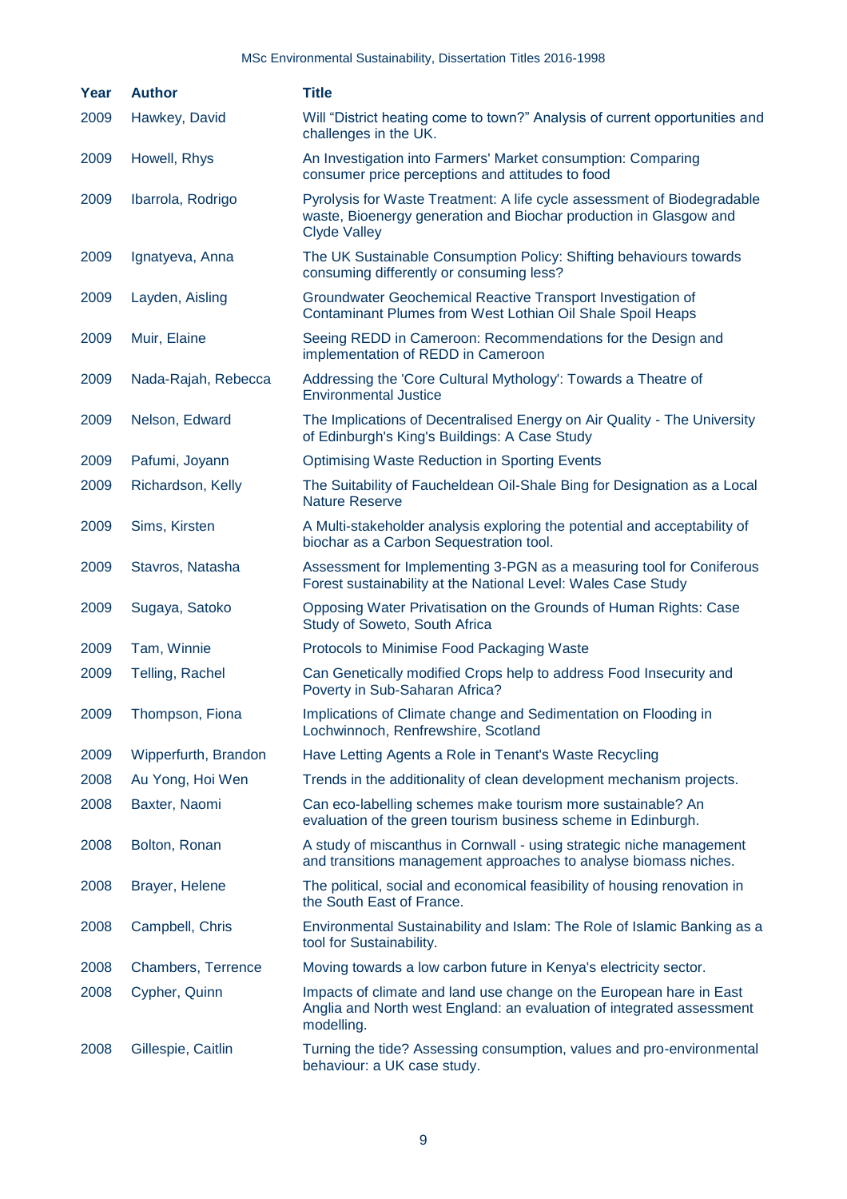| Year | Author | Title |
|---|---|---|
| 2009 | Hawkey, David | Will "District heating come to town?" Analysis of current opportunities and challenges in the UK. |
| 2009 | Howell, Rhys | An Investigation into Farmers' Market consumption: Comparing consumer price perceptions and attitudes to food |
| 2009 | Ibarrola, Rodrigo | Pyrolysis for Waste Treatment: A life cycle assessment of Biodegradable waste, Bioenergy generation and Biochar production in Glasgow and Clyde Valley |
| 2009 | Ignatyeva, Anna | The UK Sustainable Consumption Policy: Shifting behaviours towards consuming differently or consuming less? |
| 2009 | Layden, Aisling | Groundwater Geochemical Reactive Transport Investigation of Contaminant Plumes from West Lothian Oil Shale Spoil Heaps |
| 2009 | Muir, Elaine | Seeing REDD in Cameroon: Recommendations for the Design and implementation of REDD in Cameroon |
| 2009 | Nada-Rajah, Rebecca | Addressing the 'Core Cultural Mythology': Towards a Theatre of Environmental Justice |
| 2009 | Nelson, Edward | The Implications of Decentralised Energy on Air Quality - The University of Edinburgh's King's Buildings: A Case Study |
| 2009 | Pafumi, Joyann | Optimising Waste Reduction in Sporting Events |
| 2009 | Richardson, Kelly | The Suitability of Faucheldean Oil-Shale Bing for Designation as a Local Nature Reserve |
| 2009 | Sims, Kirsten | A Multi-stakeholder analysis exploring the potential and acceptability of biochar as a Carbon Sequestration tool. |
| 2009 | Stavros, Natasha | Assessment for Implementing 3-PGN as a measuring tool for Coniferous Forest sustainability at the National Level: Wales Case Study |
| 2009 | Sugaya, Satoko | Opposing Water Privatisation on the Grounds of Human Rights: Case Study of Soweto, South Africa |
| 2009 | Tam, Winnie | Protocols to Minimise Food Packaging Waste |
| 2009 | Telling, Rachel | Can Genetically modified Crops help to address Food Insecurity and Poverty in Sub-Saharan Africa? |
| 2009 | Thompson, Fiona | Implications of Climate change and Sedimentation on Flooding in Lochwinnoch, Renfrewshire, Scotland |
| 2009 | Wipperfurth, Brandon | Have Letting Agents a Role in Tenant's Waste Recycling |
| 2008 | Au Yong, Hoi Wen | Trends in the additionality of clean development mechanism projects. |
| 2008 | Baxter, Naomi | Can eco-labelling schemes make tourism more sustainable? An evaluation of the green tourism business scheme in Edinburgh. |
| 2008 | Bolton, Ronan | A study of miscanthus in Cornwall - using strategic niche management and transitions management approaches to analyse biomass niches. |
| 2008 | Brayer, Helene | The political, social and economical feasibility of housing renovation in the South East of France. |
| 2008 | Campbell, Chris | Environmental Sustainability and Islam: The Role of Islamic Banking as a tool for Sustainability. |
| 2008 | Chambers, Terrence | Moving towards a low carbon future in Kenya's electricity sector. |
| 2008 | Cypher, Quinn | Impacts of climate and land use change on the European hare in East Anglia and North west England: an evaluation of integrated assessment modelling. |
| 2008 | Gillespie, Caitlin | Turning the tide? Assessing consumption, values and pro-environmental behaviour: a UK case study. |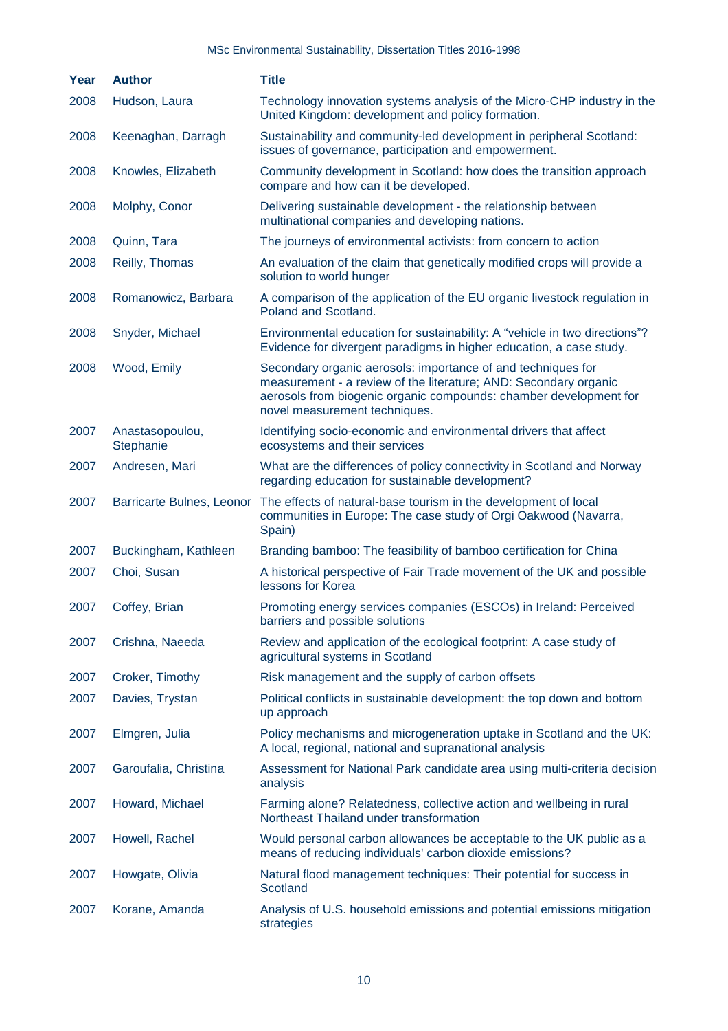| Year | Author | Title |
|---|---|---|
| 2008 | Hudson, Laura | Technology innovation systems analysis of the Micro-CHP industry in the United Kingdom: development and policy formation. |
| 2008 | Keenaghan, Darragh | Sustainability and community-led development in peripheral Scotland: issues of governance, participation and empowerment. |
| 2008 | Knowles, Elizabeth | Community development in Scotland: how does the transition approach compare and how can it be developed. |
| 2008 | Molphy, Conor | Delivering sustainable development - the relationship between multinational companies and developing nations. |
| 2008 | Quinn, Tara | The journeys of environmental activists: from concern to action |
| 2008 | Reilly, Thomas | An evaluation of the claim that genetically modified crops will provide a solution to world hunger |
| 2008 | Romanowicz, Barbara | A comparison of the application of the EU organic livestock regulation in Poland and Scotland. |
| 2008 | Snyder, Michael | Environmental education for sustainability: A "vehicle in two directions"? Evidence for divergent paradigms in higher education, a case study. |
| 2008 | Wood, Emily | Secondary organic aerosols: importance of and techniques for measurement - a review of the literature; AND: Secondary organic aerosols from biogenic organic compounds: chamber development for novel measurement techniques. |
| 2007 | Anastasopoulou, Stephanie | Identifying socio-economic and environmental drivers that affect ecosystems and their services |
| 2007 | Andresen, Mari | What are the differences of policy connectivity in Scotland and Norway regarding education for sustainable development? |
| 2007 | Barricarte Bulnes, Leonor | The effects of natural-base tourism in the development of local communities in Europe: The case study of Orgi Oakwood (Navarra, Spain) |
| 2007 | Buckingham, Kathleen | Branding bamboo: The feasibility of bamboo certification for China |
| 2007 | Choi, Susan | A historical perspective of Fair Trade movement of the UK and possible lessons for Korea |
| 2007 | Coffey, Brian | Promoting energy services companies (ESCOs) in Ireland: Perceived barriers and possible solutions |
| 2007 | Crishna, Naeeda | Review and application of the ecological footprint: A case study of agricultural systems in Scotland |
| 2007 | Croker, Timothy | Risk management and the supply of carbon offsets |
| 2007 | Davies, Trystan | Political conflicts in sustainable development: the top down and bottom up approach |
| 2007 | Elmgren, Julia | Policy mechanisms and microgeneration uptake in Scotland and the UK: A local, regional, national and supranational analysis |
| 2007 | Garoufalia, Christina | Assessment for National Park candidate area using multi-criteria decision analysis |
| 2007 | Howard, Michael | Farming alone? Relatedness, collective action and wellbeing in rural Northeast Thailand under transformation |
| 2007 | Howell, Rachel | Would personal carbon allowances be acceptable to the UK public as a means of reducing individuals' carbon dioxide emissions? |
| 2007 | Howgate, Olivia | Natural flood management techniques: Their potential for success in Scotland |
| 2007 | Korane, Amanda | Analysis of U.S. household emissions and potential emissions mitigation strategies |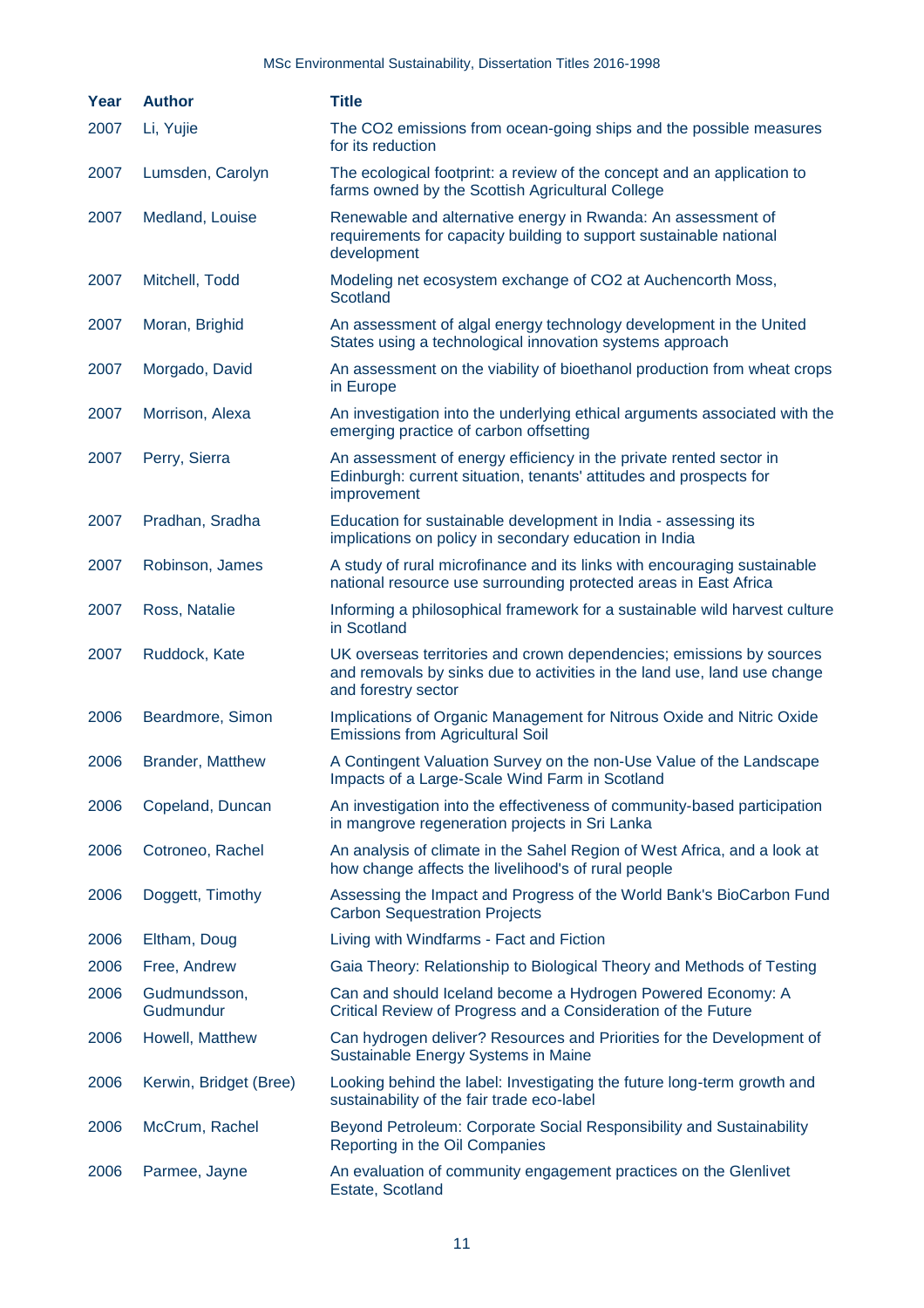| Year | Author | Title |
|---|---|---|
| 2007 | Li, Yujie | The CO2 emissions from ocean-going ships and the possible measures for its reduction |
| 2007 | Lumsden, Carolyn | The ecological footprint: a review of the concept and an application to farms owned by the Scottish Agricultural College |
| 2007 | Medland, Louise | Renewable and alternative energy in Rwanda: An assessment of requirements for capacity building to support sustainable national development |
| 2007 | Mitchell, Todd | Modeling net ecosystem exchange of CO2 at Auchencorth Moss, Scotland |
| 2007 | Moran, Brighid | An assessment of algal energy technology development in the United States using a technological innovation systems approach |
| 2007 | Morgado, David | An assessment on the viability of bioethanol production from wheat crops in Europe |
| 2007 | Morrison, Alexa | An investigation into the underlying ethical arguments associated with the emerging practice of carbon offsetting |
| 2007 | Perry, Sierra | An assessment of energy efficiency in the private rented sector in Edinburgh: current situation, tenants' attitudes and prospects for improvement |
| 2007 | Pradhan, Sradha | Education for sustainable development in India - assessing its implications on policy in secondary education in India |
| 2007 | Robinson, James | A study of rural microfinance and its links with encouraging sustainable national resource use surrounding protected areas in East Africa |
| 2007 | Ross, Natalie | Informing a philosophical framework for a sustainable wild harvest culture in Scotland |
| 2007 | Ruddock, Kate | UK overseas territories and crown dependencies; emissions by sources and removals by sinks due to activities in the land use, land use change and forestry sector |
| 2006 | Beardmore, Simon | Implications of Organic Management for Nitrous Oxide and Nitric Oxide Emissions from Agricultural Soil |
| 2006 | Brander, Matthew | A Contingent Valuation Survey on the non-Use Value of the Landscape Impacts of a Large-Scale Wind Farm in Scotland |
| 2006 | Copeland, Duncan | An investigation into the effectiveness of community-based participation in mangrove regeneration projects in Sri Lanka |
| 2006 | Cotroneo, Rachel | An analysis of climate in the Sahel Region of West Africa, and a look at how change affects the livelihood's of rural people |
| 2006 | Doggett, Timothy | Assessing the Impact and Progress of the World Bank's BioCarbon Fund Carbon Sequestration Projects |
| 2006 | Eltham, Doug | Living with Windfarms - Fact and Fiction |
| 2006 | Free, Andrew | Gaia Theory: Relationship to Biological Theory and Methods of Testing |
| 2006 | Gudmundsson, Gudmundur | Can and should Iceland become a Hydrogen Powered Economy: A Critical Review of Progress and a Consideration of the Future |
| 2006 | Howell, Matthew | Can hydrogen deliver? Resources and Priorities for the Development of Sustainable Energy Systems in Maine |
| 2006 | Kerwin, Bridget (Bree) | Looking behind the label: Investigating the future long-term growth and sustainability of the fair trade eco-label |
| 2006 | McCrum, Rachel | Beyond Petroleum: Corporate Social Responsibility and Sustainability Reporting in the Oil Companies |
| 2006 | Parmee, Jayne | An evaluation of community engagement practices on the Glenlivet Estate, Scotland |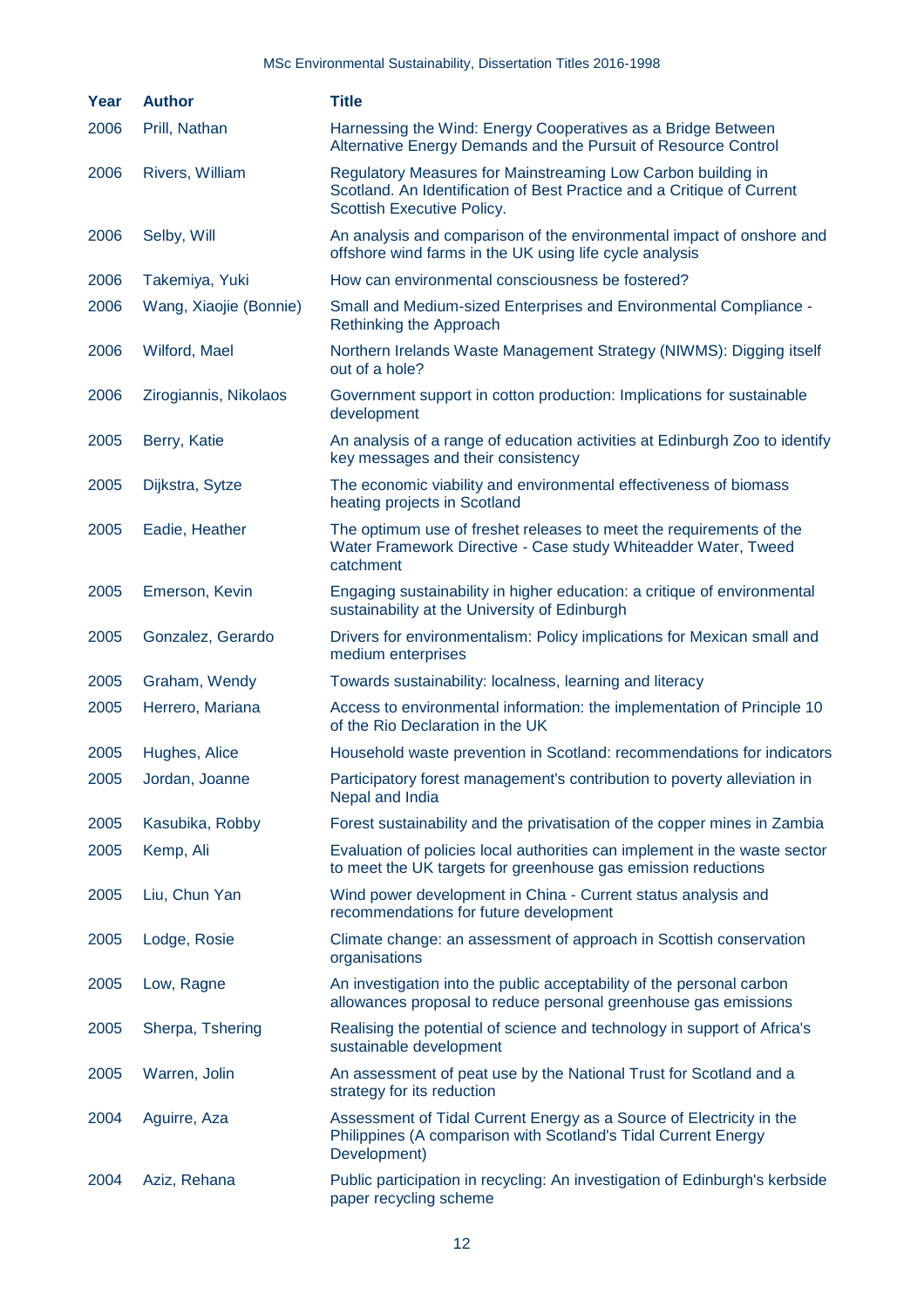| Year | Author | Title |
|---|---|---|
| 2006 | Prill, Nathan | Harnessing the Wind: Energy Cooperatives as a Bridge Between Alternative Energy Demands and the Pursuit of Resource Control |
| 2006 | Rivers, William | Regulatory Measures for Mainstreaming Low Carbon building in Scotland. An Identification of Best Practice and a Critique of Current Scottish Executive Policy. |
| 2006 | Selby, Will | An analysis and comparison of the environmental impact of onshore and offshore wind farms in the UK using life cycle analysis |
| 2006 | Takemiya, Yuki | How can environmental consciousness be fostered? |
| 2006 | Wang, Xiaojie (Bonnie) | Small and Medium-sized Enterprises and Environmental Compliance - Rethinking the Approach |
| 2006 | Wilford, Mael | Northern Irelands Waste Management Strategy (NIWMS): Digging itself out of a hole? |
| 2006 | Zirogiannis, Nikolaos | Government support in cotton production: Implications for sustainable development |
| 2005 | Berry, Katie | An analysis of a range of education activities at Edinburgh Zoo to identify key messages and their consistency |
| 2005 | Dijkstra, Sytze | The economic viability and environmental effectiveness of biomass heating projects in Scotland |
| 2005 | Eadie, Heather | The optimum use of freshet releases to meet the requirements of the Water Framework Directive - Case study Whiteadder Water, Tweed catchment |
| 2005 | Emerson, Kevin | Engaging sustainability in higher education: a critique of environmental sustainability at the University of Edinburgh |
| 2005 | Gonzalez, Gerardo | Drivers for environmentalism: Policy implications for Mexican small and medium enterprises |
| 2005 | Graham, Wendy | Towards sustainability: localness, learning and literacy |
| 2005 | Herrero, Mariana | Access to environmental information: the implementation of Principle 10 of the Rio Declaration in the UK |
| 2005 | Hughes, Alice | Household waste prevention in Scotland: recommendations for indicators |
| 2005 | Jordan, Joanne | Participatory forest management's contribution to poverty alleviation in Nepal and India |
| 2005 | Kasubika, Robby | Forest sustainability and the privatisation of the copper mines in Zambia |
| 2005 | Kemp, Ali | Evaluation of policies local authorities can implement in the waste sector to meet the UK targets for greenhouse gas emission reductions |
| 2005 | Liu, Chun Yan | Wind power development in China - Current status analysis and recommendations for future development |
| 2005 | Lodge, Rosie | Climate change: an assessment of approach in Scottish conservation organisations |
| 2005 | Low, Ragne | An investigation into the public acceptability of the personal carbon allowances proposal to reduce personal greenhouse gas emissions |
| 2005 | Sherpa, Tshering | Realising the potential of science and technology in support of Africa's sustainable development |
| 2005 | Warren, Jolin | An assessment of peat use by the National Trust for Scotland and a strategy for its reduction |
| 2004 | Aguirre, Aza | Assessment of Tidal Current Energy as a Source of Electricity in the Philippines (A comparison with Scotland's Tidal Current Energy Development) |
| 2004 | Aziz, Rehana | Public participation in recycling: An investigation of Edinburgh's kerbside paper recycling scheme |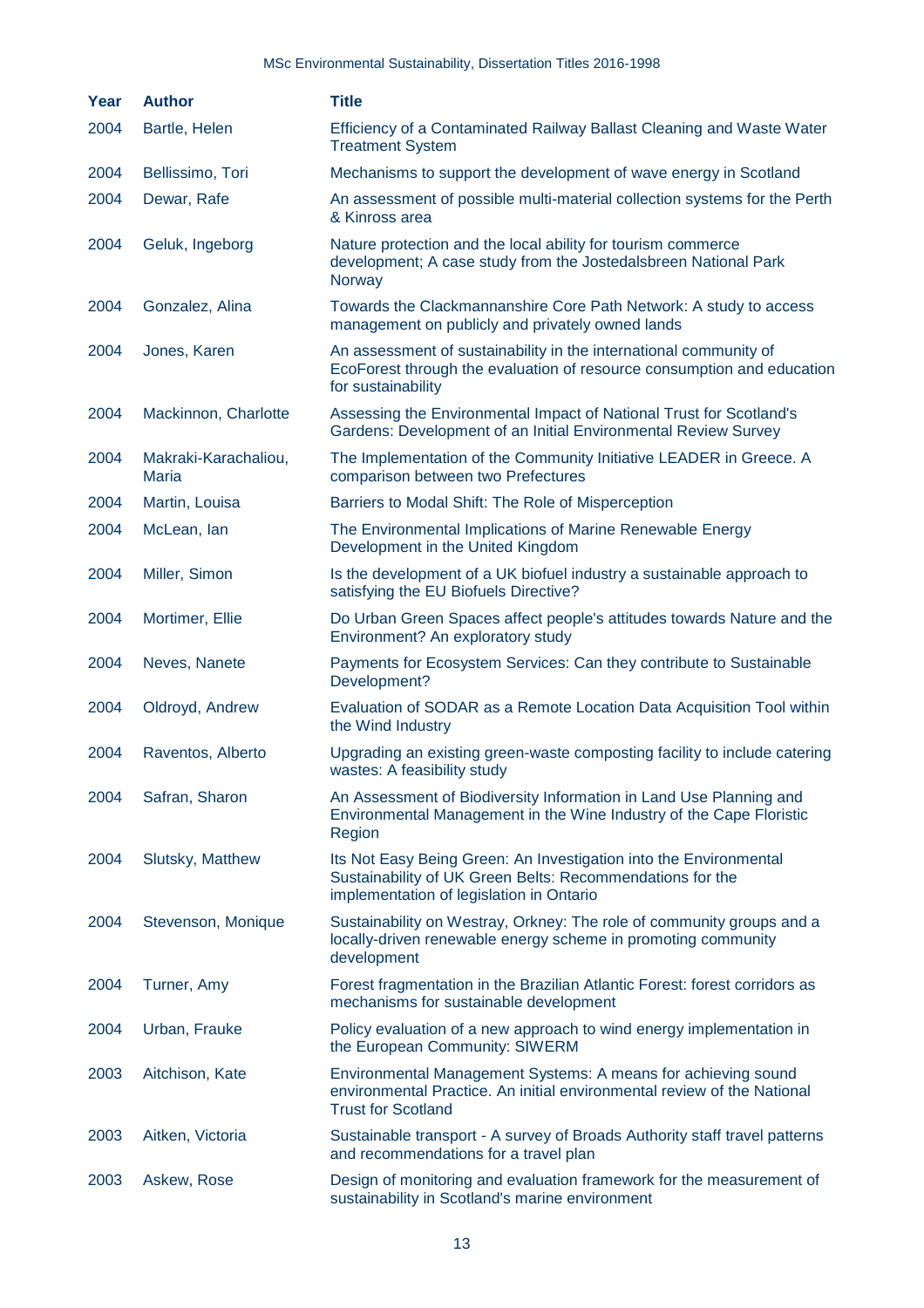| Year | Author | Title |
|---|---|---|
| 2004 | Bartle, Helen | Efficiency of a Contaminated Railway Ballast Cleaning and Waste Water Treatment System |
| 2004 | Bellissimo, Tori | Mechanisms to support the development of wave energy in Scotland |
| 2004 | Dewar, Rafe | An assessment of possible multi-material collection systems for the Perth & Kinross area |
| 2004 | Geluk, Ingeborg | Nature protection and the local ability for tourism commerce development; A case study from the Jostedalsbreen National Park Norway |
| 2004 | Gonzalez, Alina | Towards the Clackmannanshire Core Path Network: A study to access management on publicly and privately owned lands |
| 2004 | Jones, Karen | An assessment of sustainability in the international community of EcoForest through the evaluation of resource consumption and education for sustainability |
| 2004 | Mackinnon, Charlotte | Assessing the Environmental Impact of National Trust for Scotland's Gardens: Development of an Initial Environmental Review Survey |
| 2004 | Makraki-Karachaliou, Maria | The Implementation of the Community Initiative LEADER in Greece. A comparison between two Prefectures |
| 2004 | Martin, Louisa | Barriers to Modal Shift: The Role of Misperception |
| 2004 | McLean, Ian | The Environmental Implications of Marine Renewable Energy Development in the United Kingdom |
| 2004 | Miller, Simon | Is the development of a UK biofuel industry a sustainable approach to satisfying the EU Biofuels Directive? |
| 2004 | Mortimer, Ellie | Do Urban Green Spaces affect people's attitudes towards Nature and the Environment? An exploratory study |
| 2004 | Neves, Nanete | Payments for Ecosystem Services: Can they contribute to Sustainable Development? |
| 2004 | Oldroyd, Andrew | Evaluation of SODAR as a Remote Location Data Acquisition Tool within the Wind Industry |
| 2004 | Raventos, Alberto | Upgrading an existing green-waste composting facility to include catering wastes: A feasibility study |
| 2004 | Safran, Sharon | An Assessment of Biodiversity Information in Land Use Planning and Environmental Management in the Wine Industry of the Cape Floristic Region |
| 2004 | Slutsky, Matthew | Its Not Easy Being Green: An Investigation into the Environmental Sustainability of UK Green Belts: Recommendations for the implementation of legislation in Ontario |
| 2004 | Stevenson, Monique | Sustainability on Westray, Orkney: The role of community groups and a locally-driven renewable energy scheme in promoting community development |
| 2004 | Turner, Amy | Forest fragmentation in the Brazilian Atlantic Forest: forest corridors as mechanisms for sustainable development |
| 2004 | Urban, Frauke | Policy evaluation of a new approach to wind energy implementation in the European Community: SIWERM |
| 2003 | Aitchison, Kate | Environmental Management Systems: A means for achieving sound environmental Practice. An initial environmental review of the National Trust for Scotland |
| 2003 | Aitken, Victoria | Sustainable transport - A survey of Broads Authority staff travel patterns and recommendations for a travel plan |
| 2003 | Askew, Rose | Design of monitoring and evaluation framework for the measurement of sustainability in Scotland's marine environment |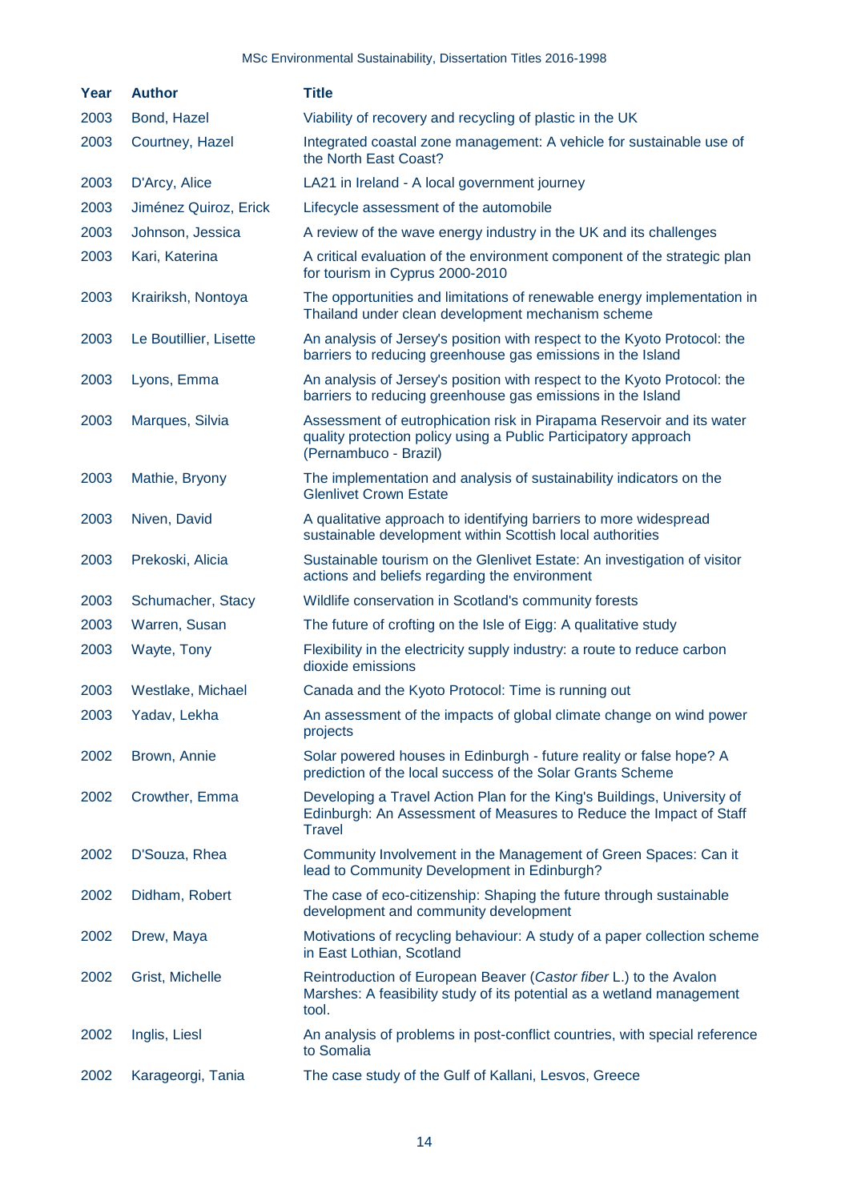| Year | Author | Title |
|---|---|---|
| 2003 | Bond, Hazel | Viability of recovery and recycling of plastic in the UK |
| 2003 | Courtney, Hazel | Integrated coastal zone management: A vehicle for sustainable use of the North East Coast? |
| 2003 | D'Arcy, Alice | LA21 in Ireland - A local government journey |
| 2003 | Jiménez Quiroz, Erick | Lifecycle assessment of the automobile |
| 2003 | Johnson, Jessica | A review of the wave energy industry in the UK and its challenges |
| 2003 | Kari, Katerina | A critical evaluation of the environment component of the strategic plan for tourism in Cyprus 2000-2010 |
| 2003 | Krairiksh, Nontoya | The opportunities and limitations of renewable energy implementation in Thailand under clean development mechanism scheme |
| 2003 | Le Boutillier, Lisette | An analysis of Jersey's position with respect to the Kyoto Protocol: the barriers to reducing greenhouse gas emissions in the Island |
| 2003 | Lyons, Emma | An analysis of Jersey's position with respect to the Kyoto Protocol: the barriers to reducing greenhouse gas emissions in the Island |
| 2003 | Marques, Silvia | Assessment of eutrophication risk in Pirapama Reservoir and its water quality protection policy using a Public Participatory approach (Pernambuco - Brazil) |
| 2003 | Mathie, Bryony | The implementation and analysis of sustainability indicators on the Glenlivet Crown Estate |
| 2003 | Niven, David | A qualitative approach to identifying barriers to more widespread sustainable development within Scottish local authorities |
| 2003 | Prekoski, Alicia | Sustainable tourism on the Glenlivet Estate: An investigation of visitor actions and beliefs regarding the environment |
| 2003 | Schumacher, Stacy | Wildlife conservation in Scotland's community forests |
| 2003 | Warren, Susan | The future of crofting on the Isle of Eigg: A qualitative study |
| 2003 | Wayte, Tony | Flexibility in the electricity supply industry: a route to reduce carbon dioxide emissions |
| 2003 | Westlake, Michael | Canada and the Kyoto Protocol: Time is running out |
| 2003 | Yadav, Lekha | An assessment of the impacts of global climate change on wind power projects |
| 2002 | Brown, Annie | Solar powered houses in Edinburgh - future reality or false hope? A prediction of the local success of the Solar Grants Scheme |
| 2002 | Crowther, Emma | Developing a Travel Action Plan for the King's Buildings, University of Edinburgh: An Assessment of Measures to Reduce the Impact of Staff Travel |
| 2002 | D'Souza, Rhea | Community Involvement in the Management of Green Spaces: Can it lead to Community Development in Edinburgh? |
| 2002 | Didham, Robert | The case of eco-citizenship: Shaping the future through sustainable development and community development |
| 2002 | Drew, Maya | Motivations of recycling behaviour: A study of a paper collection scheme in East Lothian, Scotland |
| 2002 | Grist, Michelle | Reintroduction of European Beaver (*Castor fiber* L.) to the Avalon Marshes: A feasibility study of its potential as a wetland management tool. |
| 2002 | Inglis, Liesl | An analysis of problems in post-conflict countries, with special reference to Somalia |
| 2002 | Karageorgi, Tania | The case study of the Gulf of Kallani, Lesvos, Greece |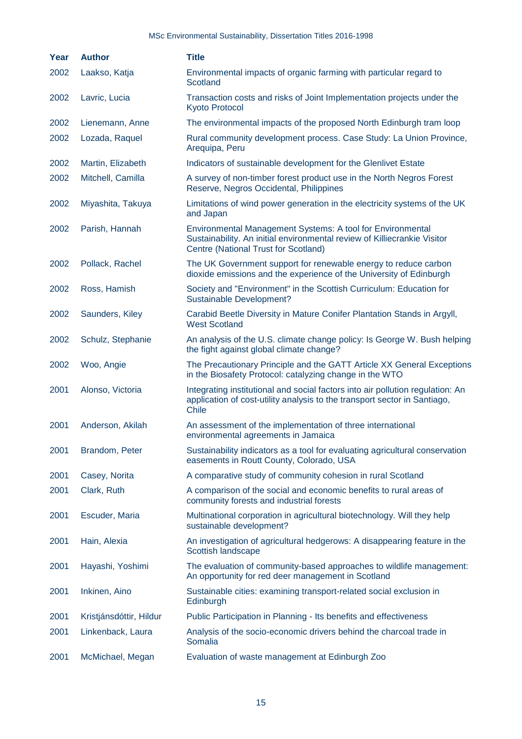| Year | Author | Title |
|---|---|---|
| 2002 | Laakso, Katja | Environmental impacts of organic farming with particular regard to Scotland |
| 2002 | Lavric, Lucia | Transaction costs and risks of Joint Implementation projects under the Kyoto Protocol |
| 2002 | Lienemann, Anne | The environmental impacts of the proposed North Edinburgh tram loop |
| 2002 | Lozada, Raquel | Rural community development process. Case Study: La Union Province, Arequipa, Peru |
| 2002 | Martin, Elizabeth | Indicators of sustainable development for the Glenlivet Estate |
| 2002 | Mitchell, Camilla | A survey of non-timber forest product use in the North Negros Forest Reserve, Negros Occidental, Philippines |
| 2002 | Miyashita, Takuya | Limitations of wind power generation in the electricity systems of the UK and Japan |
| 2002 | Parish, Hannah | Environmental Management Systems: A tool for Environmental Sustainability. An initial environmental review of Killiecrankie Visitor Centre (National Trust for Scotland) |
| 2002 | Pollack, Rachel | The UK Government support for renewable energy to reduce carbon dioxide emissions and the experience of the University of Edinburgh |
| 2002 | Ross, Hamish | Society and "Environment" in the Scottish Curriculum: Education for Sustainable Development? |
| 2002 | Saunders, Kiley | Carabid Beetle Diversity in Mature Conifer Plantation Stands in Argyll, West Scotland |
| 2002 | Schulz, Stephanie | An analysis of the U.S. climate change policy: Is George W. Bush helping the fight against global climate change? |
| 2002 | Woo, Angie | The Precautionary Principle and the GATT Article XX General Exceptions in the Biosafety Protocol: catalyzing change in the WTO |
| 2001 | Alonso, Victoria | Integrating institutional and social factors into air pollution regulation: An application of cost-utility analysis to the transport sector in Santiago, Chile |
| 2001 | Anderson, Akilah | An assessment of the implementation of three international environmental agreements in Jamaica |
| 2001 | Brandom, Peter | Sustainability indicators as a tool for evaluating agricultural conservation easements in Routt County, Colorado, USA |
| 2001 | Casey, Norita | A comparative study of community cohesion in rural Scotland |
| 2001 | Clark, Ruth | A comparison of the social and economic benefits to rural areas of community forests and industrial forests |
| 2001 | Escuder, Maria | Multinational corporation in agricultural biotechnology. Will they help sustainable development? |
| 2001 | Hain, Alexia | An investigation of agricultural hedgerows: A disappearing feature in the Scottish landscape |
| 2001 | Hayashi, Yoshimi | The evaluation of community-based approaches to wildlife management: An opportunity for red deer management in Scotland |
| 2001 | Inkinen, Aino | Sustainable cities: examining transport-related social exclusion in Edinburgh |
| 2001 | Kristjánsdóttir, Hildur | Public Participation in Planning - Its benefits and effectiveness |
| 2001 | Linkenback, Laura | Analysis of the socio-economic drivers behind the charcoal trade in Somalia |
| 2001 | McMichael, Megan | Evaluation of waste management at Edinburgh Zoo |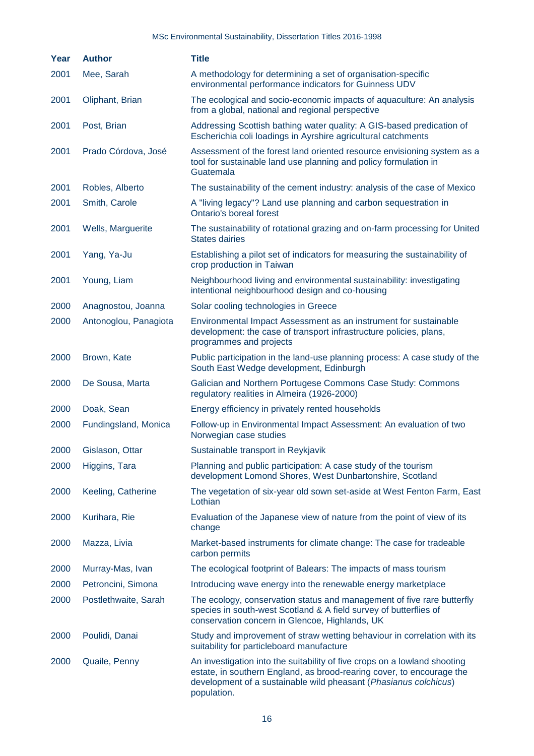| Year | Author | Title |
|---|---|---|
| 2001 | Mee, Sarah | A methodology for determining a set of organisation-specific environmental performance indicators for Guinness UDV |
| 2001 | Oliphant, Brian | The ecological and socio-economic impacts of aquaculture: An analysis from a global, national and regional perspective |
| 2001 | Post, Brian | Addressing Scottish bathing water quality: A GIS-based predication of Escherichia coli loadings in Ayrshire agricultural catchments |
| 2001 | Prado Córdova, José | Assessment of the forest land oriented resource envisioning system as a tool for sustainable land use planning and policy formulation in Guatemala |
| 2001 | Robles, Alberto | The sustainability of the cement industry: analysis of the case of Mexico |
| 2001 | Smith, Carole | A "living legacy"? Land use planning and carbon sequestration in Ontario's boreal forest |
| 2001 | Wells, Marguerite | The sustainability of rotational grazing and on-farm processing for United States dairies |
| 2001 | Yang, Ya-Ju | Establishing a pilot set of indicators for measuring the sustainability of crop production in Taiwan |
| 2001 | Young, Liam | Neighbourhood living and environmental sustainability: investigating intentional neighbourhood design and co-housing |
| 2000 | Anagnostou, Joanna | Solar cooling technologies in Greece |
| 2000 | Antonoglou, Panagiota | Environmental Impact Assessment as an instrument for sustainable development: the case of transport infrastructure policies, plans, programmes and projects |
| 2000 | Brown, Kate | Public participation in the land-use planning process: A case study of the South East Wedge development, Edinburgh |
| 2000 | De Sousa, Marta | Galician and Northern Portugese Commons Case Study: Commons regulatory realities in Almeira (1926-2000) |
| 2000 | Doak, Sean | Energy efficiency in privately rented households |
| 2000 | Fundingsland, Monica | Follow-up in Environmental Impact Assessment: An evaluation of two Norwegian case studies |
| 2000 | Gislason, Ottar | Sustainable transport in Reykjavik |
| 2000 | Higgins, Tara | Planning and public participation: A case study of the tourism development Lomond Shores, West Dunbartonshire, Scotland |
| 2000 | Keeling, Catherine | The vegetation of six-year old sown set-aside at West Fenton Farm, East Lothian |
| 2000 | Kurihara, Rie | Evaluation of the Japanese view of nature from the point of view of its change |
| 2000 | Mazza, Livia | Market-based instruments for climate change: The case for tradeable carbon permits |
| 2000 | Murray-Mas, Ivan | The ecological footprint of Balears: The impacts of mass tourism |
| 2000 | Petroncini, Simona | Introducing wave energy into the renewable energy marketplace |
| 2000 | Postlethwaite, Sarah | The ecology, conservation status and management of five rare butterfly species in south-west Scotland & A field survey of butterflies of conservation concern in Glencoe, Highlands, UK |
| 2000 | Poulidi, Danai | Study and improvement of straw wetting behaviour in correlation with its suitability for particleboard manufacture |
| 2000 | Quaile, Penny | An investigation into the suitability of five crops on a lowland shooting estate, in southern England, as brood-rearing cover, to encourage the development of a sustainable wild pheasant (*Phasianus colchicus*) population. |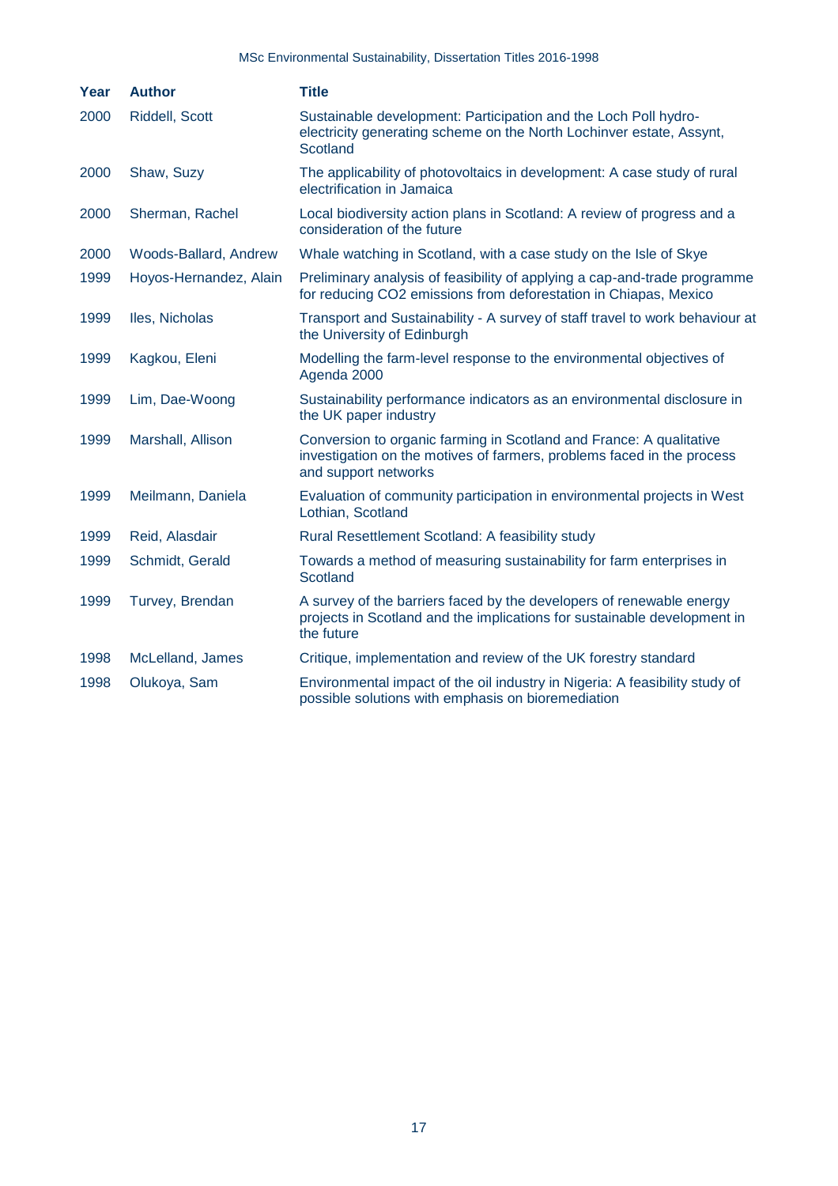| Year | Author | Title |
|---|---|---|
| 2000 | Riddell, Scott | Sustainable development: Participation and the Loch Poll hydro-electricity generating scheme on the North Lochinver estate, Assynt, Scotland |
| 2000 | Shaw, Suzy | The applicability of photovoltaics in development: A case study of rural electrification in Jamaica |
| 2000 | Sherman, Rachel | Local biodiversity action plans in Scotland: A review of progress and a consideration of the future |
| 2000 | Woods-Ballard, Andrew | Whale watching in Scotland, with a case study on the Isle of Skye |
| 1999 | Hoyos-Hernandez, Alain | Preliminary analysis of feasibility of applying a cap-and-trade programme for reducing $CO_2$ emissions from deforestation in Chiapas, Mexico |
| 1999 | Iles, Nicholas | Transport and Sustainability - A survey of staff travel to work behaviour at the University of Edinburgh |
| 1999 | Kagkou, Eleni | Modelling the farm-level response to the environmental objectives of Agenda 2000 |
| 1999 | Lim, Dae-Woong | Sustainability performance indicators as an environmental disclosure in the UK paper industry |
| 1999 | Marshall, Allison | Conversion to organic farming in Scotland and France: A qualitative investigation on the motives of farmers, problems faced in the process and support networks |
| 1999 | Meilmann, Daniela | Evaluation of community participation in environmental projects in West Lothian, Scotland |
| 1999 | Reid, Alasdair | Rural Resettlement Scotland: A feasibility study |
| 1999 | Schmidt, Gerald | Towards a method of measuring sustainability for farm enterprises in Scotland |
| 1999 | Turvey, Brendan | A survey of the barriers faced by the developers of renewable energy projects in Scotland and the implications for sustainable development in the future |
| 1998 | McLelland, James | Critique, implementation and review of the UK forestry standard |
| 1998 | Olukoya, Sam | Environmental impact of the oil industry in Nigeria: A feasibility study of possible solutions with emphasis on bioremediation |